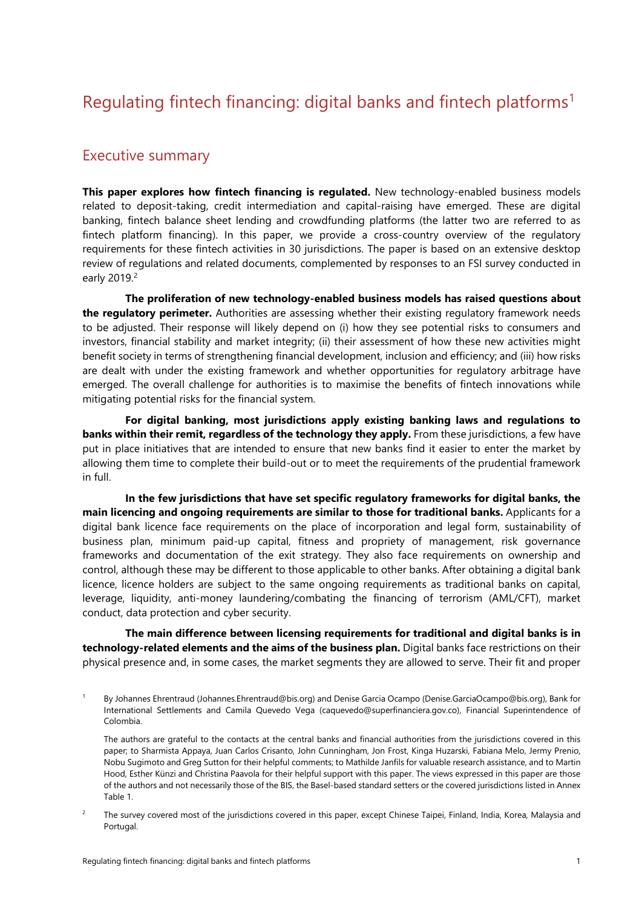# Regulating fintech financing: digital banks and fintech platforms[1]

## Executive summary

**This paper explores how fintech financing is regulated.** New technology-enabled business models related to deposit-taking, credit intermediation and capital-raising have emerged. These are digital banking, fintech balance sheet lending and crowdfunding platforms (the latter two are referred to as fintech platform financing). In this paper, we provide a cross-country overview of the regulatory requirements for these fintech activities in 30 jurisdictions. The paper is based on an extensive desktop review of regulations and related documents, complemented by responses to an FSI survey conducted in early 2019.[2]

**The proliferation of new technology-enabled business models has raised questions about the regulatory perimeter.** Authorities are assessing whether their existing regulatory framework needs to be adjusted. Their response will likely depend on (i) how they see potential risks to consumers and investors, financial stability and market integrity; (ii) their assessment of how these new activities might benefit society in terms of strengthening financial development, inclusion and efficiency; and (iii) how risks are dealt with under the existing framework and whether opportunities for regulatory arbitrage have emerged. The overall challenge for authorities is to maximise the benefits of fintech innovations while mitigating potential risks for the financial system.

**For digital banking, most jurisdictions apply existing banking laws and regulations to banks within their remit, regardless of the technology they apply.** From these jurisdictions, a few have put in place initiatives that are intended to ensure that new banks find it easier to enter the market by allowing them time to complete their build-out or to meet the requirements of the prudential framework in full.

**In the few jurisdictions that have set specific regulatory frameworks for digital banks, the main licencing and ongoing requirements are similar to those for traditional banks.** Applicants for a digital bank licence face requirements on the place of incorporation and legal form, sustainability of business plan, minimum paid-up capital, fitness and propriety of management, risk governance frameworks and documentation of the exit strategy. They also face requirements on ownership and control, although these may be different to those applicable to other banks. After obtaining a digital bank licence, licence holders are subject to the same ongoing requirements as traditional banks on capital, leverage, liquidity, anti-money laundering/combating the financing of terrorism (AML/CFT), market conduct, data protection and cyber security.

**The main difference between licensing requirements for traditional and digital banks is in technology-related elements and the aims of the business plan.** Digital banks face restrictions on their physical presence and, in some cases, the market segments they are allowed to serve. Their fit and proper

[1] By Johannes Ehrentraud (Johannes.Ehrentraud@bis.org) and Denise Garcia Ocampo (Denise.GarciaOcampo@bis.org), Bank for International Settlements and Camila Quevedo Vega (caquevedo@superfinanciera.gov.co), Financial Superintendence of Colombia.

The authors are grateful to the contacts at the central banks and financial authorities from the jurisdictions covered in this paper; to Sharmista Appaya, Juan Carlos Crisanto, John Cunningham, Jon Frost, Kinga Huzarski, Fabiana Melo, Jermy Prenio, Nobu Sugimoto and Greg Sutton for their helpful comments; to Mathilde Janfils for valuable research assistance, and to Martin Hood, Esther Künzi and Christina Paavola for their helpful support with this paper. The views expressed in this paper are those of the authors and not necessarily those of the BIS, the Basel-based standard setters or the covered jurisdictions listed in Annex Table 1.

[2] The survey covered most of the jurisdictions covered in this paper, except Chinese Taipei, Finland, India, Korea, Malaysia and Portugal.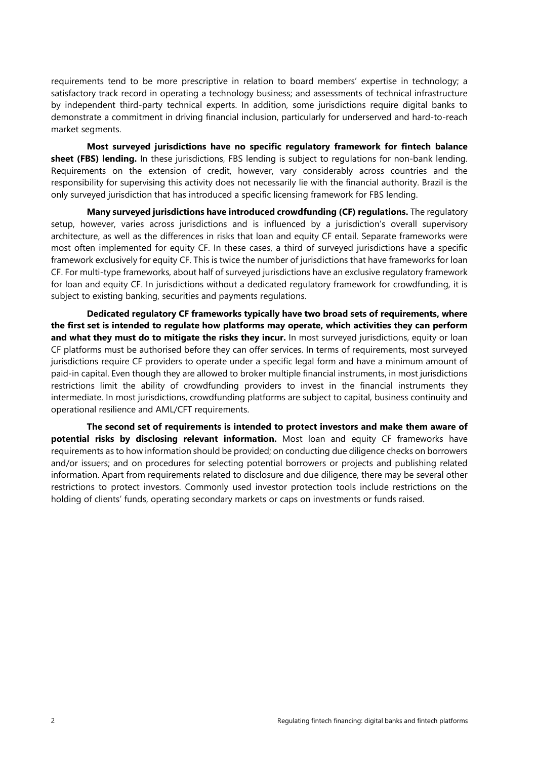requirements tend to be more prescriptive in relation to board members' expertise in technology; a satisfactory track record in operating a technology business; and assessments of technical infrastructure by independent third-party technical experts. In addition, some jurisdictions require digital banks to demonstrate a commitment in driving financial inclusion, particularly for underserved and hard-to-reach market segments.

**Most surveyed jurisdictions have no specific regulatory framework for fintech balance sheet (FBS) lending.** In these jurisdictions, FBS lending is subject to regulations for non-bank lending. Requirements on the extension of credit, however, vary considerably across countries and the responsibility for supervising this activity does not necessarily lie with the financial authority. Brazil is the only surveyed jurisdiction that has introduced a specific licensing framework for FBS lending.

**Many surveyed jurisdictions have introduced crowdfunding (CF) regulations.** The regulatory setup, however, varies across jurisdictions and is influenced by a jurisdiction's overall supervisory architecture, as well as the differences in risks that loan and equity CF entail. Separate frameworks were most often implemented for equity CF. In these cases, a third of surveyed jurisdictions have a specific framework exclusively for equity CF. This is twice the number of jurisdictions that have frameworks for loan CF. For multi-type frameworks, about half of surveyed jurisdictions have an exclusive regulatory framework for loan and equity CF. In jurisdictions without a dedicated regulatory framework for crowdfunding, it is subject to existing banking, securities and payments regulations.

**Dedicated regulatory CF frameworks typically have two broad sets of requirements, where the first set is intended to regulate how platforms may operate, which activities they can perform and what they must do to mitigate the risks they incur.** In most surveyed jurisdictions, equity or loan CF platforms must be authorised before they can offer services. In terms of requirements, most surveyed jurisdictions require CF providers to operate under a specific legal form and have a minimum amount of paid-in capital. Even though they are allowed to broker multiple financial instruments, in most jurisdictions restrictions limit the ability of crowdfunding providers to invest in the financial instruments they intermediate. In most jurisdictions, crowdfunding platforms are subject to capital, business continuity and operational resilience and AML/CFT requirements.

**The second set of requirements is intended to protect investors and make them aware of potential risks by disclosing relevant information.** Most loan and equity CF frameworks have requirements as to how information should be provided; on conducting due diligence checks on borrowers and/or issuers; and on procedures for selecting potential borrowers or projects and publishing related information. Apart from requirements related to disclosure and due diligence, there may be several other restrictions to protect investors. Commonly used investor protection tools include restrictions on the holding of clients' funds, operating secondary markets or caps on investments or funds raised.